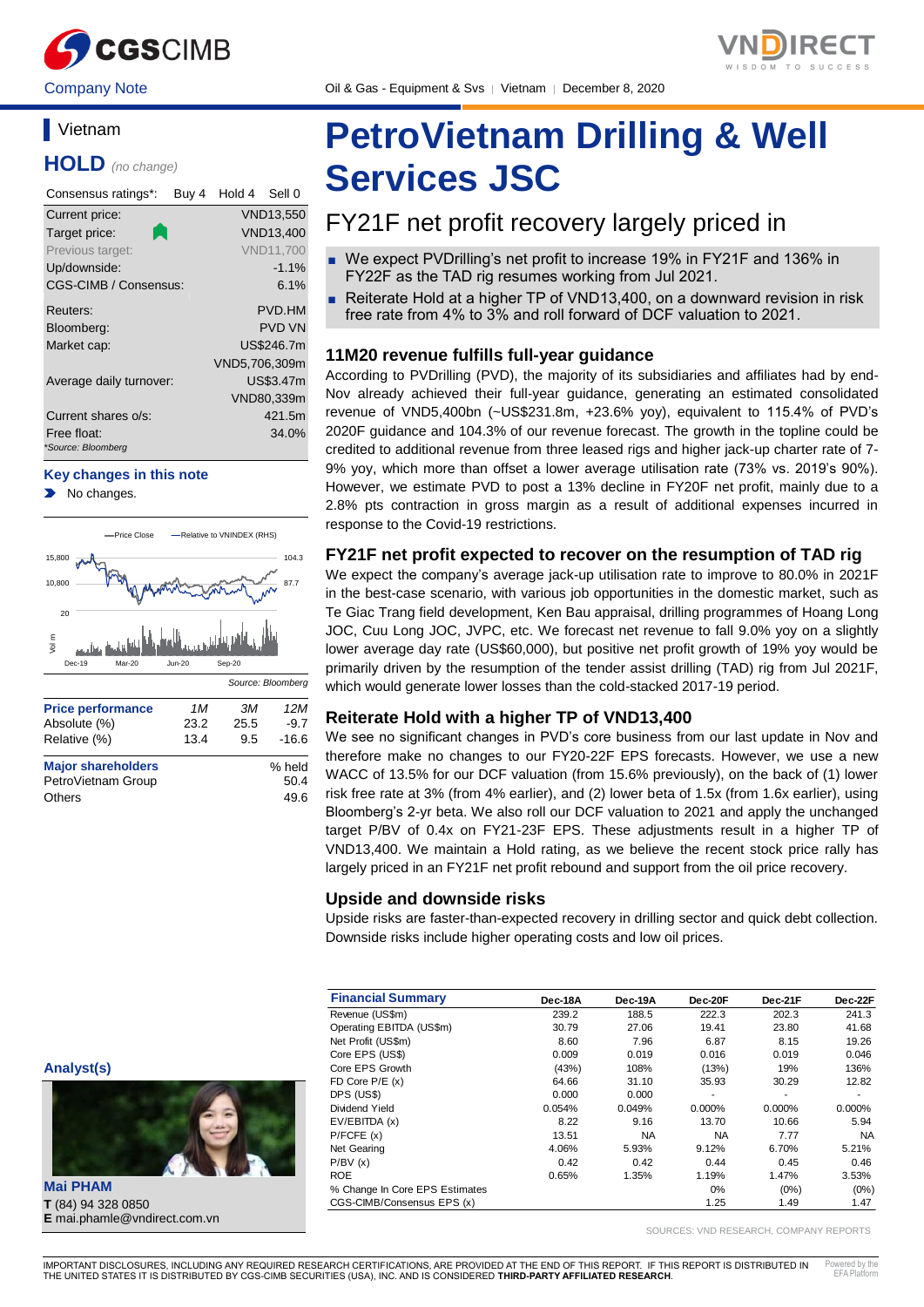Oil & Gas - Equipment & Svs | Vietnam | December 8, 2020

Company Note

## Vietnam

**HOLD** *(no change)*

| Consensus ratings*: | Buy 4 | Hold 4 | Sell 0 |
|---|---|---|---|

| | |
|---|---|
| Current price: | VND13,550 |
| Target price: | VND13,400 |
| Previous target: | VND11,700 |
| Up/downside: | -1.1% |
| CGS-CIMB / Consensus: | 6.1% |
| Reuters: | PVD.HM |
| Bloomberg: | PVD VN |
| Market cap: | US$246.7m |
| | VND5,706,309m |
| Average daily turnover: | US$3.47m |
| | VND80,339m |
| Current shares o/s: | 421.5m |
| Free float: | 34.0% |

*Source: Bloomberg

**Key changes in this note**

- No changes.

Source: Bloomberg

| Price performance | 1M | 3M | 12M |
|---|---|---|---|
| Absolute (%) | 23.2 | 25.5 | -9.7 |
| Relative (%) | 13.4 | 9.5 | -16.6 |

| Major shareholders | % held |
|---|---|
| PetroVietnam Group | 50.4 |
| Others | 49.6 |

# PetroVietnam Drilling & Well Services JSC

## FY21F net profit recovery largely priced in

- We expect PVDrilling's net profit to increase 19% in FY21F and 136% in FY22F as the TAD rig resumes working from Jul 2021.
- Reiterate Hold at a higher TP of VND13,400, on a downward revision in risk free rate from 4% to 3% and roll forward of DCF valuation to 2021.

### 11M20 revenue fulfills full-year guidance

According to PVDrilling (PVD), the majority of its subsidiaries and affiliates had by end-Nov already achieved their full-year guidance, generating an estimated consolidated revenue of VND5,400bn (~US$231.8m, +23.6% yoy), equivalent to 115.4% of PVD's 2020F guidance and 104.3% of our revenue forecast. The growth in the topline could be credited to additional revenue from three leased rigs and higher jack-up charter rate of 7-9% yoy, which more than offset a lower average utilisation rate (73% vs. 2019's 90%). However, we estimate PVD to post a 13% decline in FY20F net profit, mainly due to a 2.8% pts contraction in gross margin as a result of additional expenses incurred in response to the Covid-19 restrictions.

### FY21F net profit expected to recover on the resumption of TAD rig

We expect the company's average jack-up utilisation rate to improve to 80.0% in 2021F in the best-case scenario, with various job opportunities in the domestic market, such as Te Giac Trang field development, Ken Bau appraisal, drilling programmes of Hoang Long JOC, Cuu Long JOC, JVPC, etc. We forecast net revenue to fall 9.0% yoy on a slightly lower average day rate (US$60,000), but positive net profit growth of 19% yoy would be primarily driven by the resumption of the tender assist drilling (TAD) rig from Jul 2021F, which would generate lower losses than the cold-stacked 2017-19 period.

### Reiterate Hold with a higher TP of VND13,400

We see no significant changes in PVD's core business from our last update in Nov and therefore make no changes to our FY20-22F EPS forecasts. However, we use a new WACC of 13.5% for our DCF valuation (from 15.6% previously), on the back of (1) lower risk free rate at 3% (from 4% earlier), and (2) lower beta of 1.5x (from 1.6x earlier), using Bloomberg's 2-yr beta. We also roll our DCF valuation to 2021 and apply the unchanged target P/BV of 0.4x on FY21-23F EPS. These adjustments result in a higher TP of VND13,400. We maintain a Hold rating, as we believe the recent stock price rally has largely priced in an FY21F net profit rebound and support from the oil price recovery.

### Upside and downside risks

Upside risks are faster-than-expected recovery in drilling sector and quick debt collection. Downside risks include higher operating costs and low oil prices.

**Analyst(s)**

**Mai PHAM**
**T** (84) 94 328 0850
**E** mai.phamle@vndirect.com.vn

| Financial Summary | Dec-18A | Dec-19A | Dec-20F | Dec-21F | Dec-22F |
|---|---|---|---|---|---|
| Revenue (US$m) | 239.2 | 188.5 | 222.3 | 202.3 | 241.3 |
| Operating EBITDA (US$m) | 30.79 | 27.06 | 19.41 | 23.80 | 41.68 |
| Net Profit (US$m) | 8.60 | 7.96 | 6.87 | 8.15 | 19.26 |
| Core EPS (US$) | 0.009 | 0.019 | 0.016 | 0.019 | 0.046 |
| Core EPS Growth | (43%) | 108% | (13%) | 19% | 136% |
| FD Core P/E (x) | 64.66 | 31.10 | 35.93 | 30.29 | 12.82 |
| DPS (US$) | 0.000 | 0.000 | - | - | - |
| Dividend Yield | 0.054% | 0.049% | 0.000% | 0.000% | 0.000% |
| EV/EBITDA (x) | 8.22 | 9.16 | 13.70 | 10.66 | 5.94 |
| P/FCFE (x) | 13.51 | NA | NA | 7.77 | NA |
| Net Gearing | 4.06% | 5.93% | 9.12% | 6.70% | 5.21% |
| P/BV (x) | 0.42 | 0.42 | 0.44 | 0.45 | 0.46 |
| ROE | 0.65% | 1.35% | 1.19% | 1.47% | 3.53% |
| % Change In Core EPS Estimates | | | 0% | (0%) | (0%) |
| CGS-CIMB/Consensus EPS (x) | | | 1.25 | 1.49 | 1.47 |

SOURCES: VND RESEARCH, COMPANY REPORTS

IMPORTANT DISCLOSURES, INCLUDING ANY REQUIRED RESEARCH CERTIFICATIONS, ARE PROVIDED AT THE END OF THIS REPORT. IF THIS REPORT IS DISTRIBUTED IN THE UNITED STATES IT IS DISTRIBUTED BY CGS-CIMB SECURITIES (USA), INC. AND IS CONSIDERED **THIRD-PARTY AFFILIATED RESEARCH**.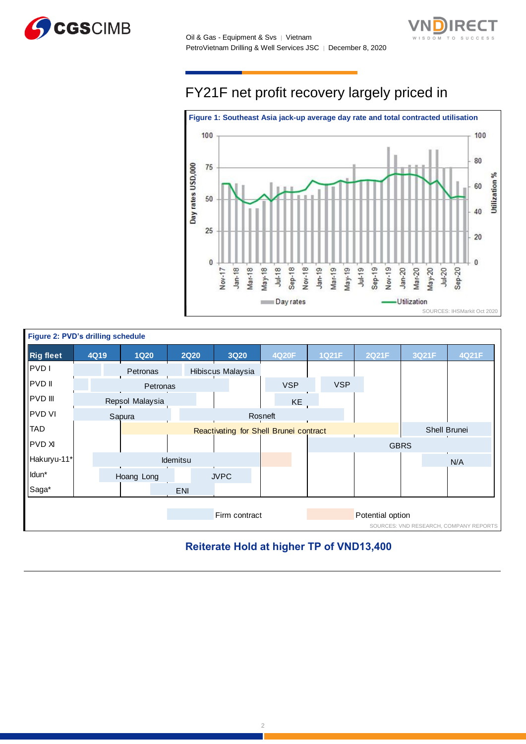## FY21F net profit recovery largely priced in

**Figure 1: Southeast Asia jack-up average day rate and total contracted utilisation**

SOURCES: IHSMarkit Oct 2020

**Figure 2: PVD's drilling schedule**

| Rig fleet | 4Q19 | 1Q20 | 2Q20 | 3Q20 | 4Q20F | 1Q21F | 2Q21F | 3Q21F | 4Q21F |
|---|---|---|---|---|---|---|---|---|---|
| PVD I | | Petronas | | Hibiscus Malaysia | | | | | |
| PVD II | | Petronas | | | VSP | VSP | | | |
| PVD III | Repsol Malaysia | | | | KE | | | | |
| PVD VI | Sapura | | Rosneft | | | | | | |
| TAD | | Reactivating for Shell Brunei contract | | | | | | Shell Brunei | |
| PVD XI | | | | | | GBRS | | | |
| Hakuryu-11* | Idemitsu | | | | | | | N/A | |
| Idun* | Hoang Long | | JVPC | | | | | | |
| Saga* | | ENI | | | | | | | |

Firm contract | Potential option

SOURCES: VND RESEARCH, COMPANY REPORTS

### Reiterate Hold at higher TP of VND13,400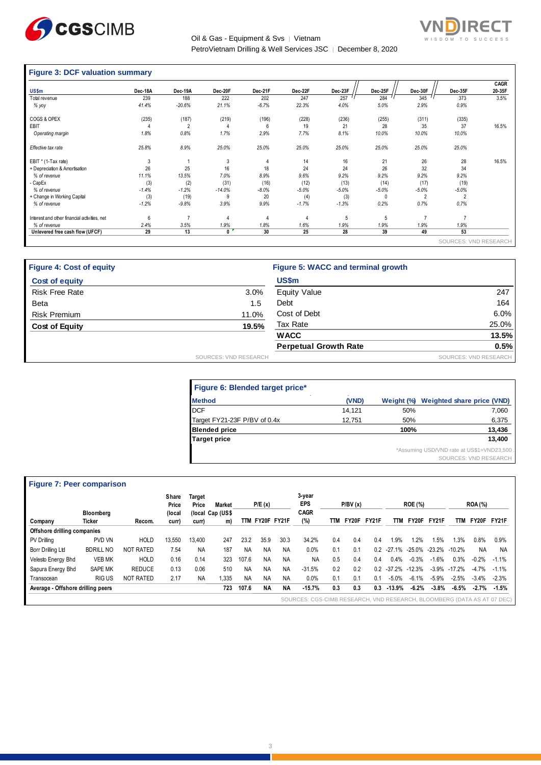## Figure 3: DCF valuation summary

| US$m | Dec-18A | Dec-19A | Dec-20F | Dec-21F | Dec-22F | Dec-23F | Dec-25F | Dec-30F | Dec-35F | CAGR 20-35F |
|---|---|---|---|---|---|---|---|---|---|---|
| Total revenue | 239 | 188 | 222 | 202 | 247 | 257 | 284 | 345 | 373 | 3.5% |
| *% yoy* | *41.4%* | *-20.6%* | *21.1%* | *-6.7%* | *22.3%* | *4.0%* | *5.0%* | *2.9%* | *0.9%* | |
| COGS & OPEX | (235) | (187) | (219) | (196) | (228) | (236) | (255) | (311) | (335) | |
| EBIT | 4 | 2 | 4 | 6 | 19 | 21 | 28 | 35 | 37 | 16.5% |
| *Operating margin* | *1.8%* | *0.8%* | *1.7%* | *2.9%* | *7.7%* | *8.1%* | *10.0%* | *10.0%* | *10.0%* | |
| *Effective tax rate* | *25.8%* | *8.9%* | *25.0%* | *25.0%* | *25.0%* | *25.0%* | *25.0%* | *25.0%* | *25.0%* | |
| EBIT * (1-Tax rate) | 3 | 1 | 3 | 4 | 14 | 16 | 21 | 26 | 28 | 16.5% |
| + Depreciation & Amortisation | 26 | 25 | 16 | 18 | 24 | 24 | 26 | 32 | 34 | |
| *% of revenue* | *11.1%* | *13.5%* | *7.0%* | *8.9%* | *9.6%* | *9.2%* | *9.2%* | *9.2%* | *9.2%* | |
| - CapEx | (3) | (2) | (31) | (16) | (12) | (13) | (14) | (17) | (19) | |
| *% of revenue* | *-1.4%* | *-1.2%* | *-14.0%* | *-8.0%* | *-5.0%* | *-5.0%* | *-5.0%* | *-5.0%* | *-5.0%* | |
| + Change in Working Capital | (3) | (19) | 9 | 20 | (4) | (3) | 0 | 2 | 2 | |
| *% of revenue* | *-1.2%* | *-9.8%* | *3.9%* | *9.9%* | *-1.7%* | *-1.3%* | *0.2%* | *0.7%* | *0.7%* | |
| Interest and other financial activities, net | 6 | 7 | 4 | 4 | 4 | 5 | 5 | 7 | 7 | |
| *% of revenue* | *2.4%* | *3.5%* | *1.9%* | *1.8%* | *1.6%* | *1.9%* | *1.9%* | *1.9%* | *1.9%* | |
| **Unlevered free cash flow (UFCF)** | **29** | **13** | **0** | **30** | **25** | **28** | **39** | **49** | **53** | |

SOURCES: VND RESEARCH

## Figure 4: Cost of equity

| Cost of equity | |
|---|---|
| Risk Free Rate | 3.0% |
| Beta | 1.5 |
| Risk Premium | 11.0% |
| **Cost of Equity** | **19.5%** |

SOURCES: VND RESEARCH

## Figure 5: WACC and terminal growth

| US$m | |
|---|---|
| Equity Value | 247 |
| Debt | 164 |
| Cost of Debt | 6.0% |
| Tax Rate | 25.0% |
| **WACC** | **13.5%** |
| **Perpetual Growth Rate** | **0.5%** |

SOURCES: VND RESEARCH

## Figure 6: Blended target price*

| Method | (VND) | Weight (%) | Weighted share price (VND) |
|---|---|---|---|
| DCF | 14,121 | 50% | 7,060 |
| Target FY21-23F P/BV of 0.4x | 12,751 | 50% | 6,375 |
| **Blended price** | | **100%** | **13,436** |
| **Target price** | | | **13,400** |

*Assuming USD/VND rate at US$1=VND23,500

SOURCES: VND RESEARCH

## Figure 7: Peer comparison

| Company | Bloomberg Ticker | Recom. | Share Price (local curr) | Target Price (local curr) | Market Cap (US$ m) | P/E (x) TTM | P/E (x) FY20F | P/E (x) FY21F | 3-year EPS CAGR (%) | P/BV (x) TTM | P/BV (x) FY20F | P/BV (x) FY21F | ROE (%) TTM | ROE (%) FY20F | ROE (%) FY21F | ROA (%) TTM | ROA (%) FY20F | ROA (%) FY21F |
|---|---|---|---|---|---|---|---|---|---|---|---|---|---|---|---|---|---|---|
| **Offshore drilling companies** | | | | | | | | | | | | | | | | | | |
| PV Drilling | PVD VN | HOLD | 13,550 | 13,400 | 247 | 23.2 | 35.9 | 30.3 | 34.2% | 0.4 | 0.4 | 0.4 | 1.9% | 1.2% | 1.5% | 1.3% | 0.8% | 0.9% |
| Borr Drilling Ltd | BDRILL NO | NOT RATED | 7.54 | NA | 187 | NA | NA | NA | 0.0% | 0.1 | 0.1 | 0.2 | -27.1% | -25.0% | -23.2% | -10.2% | NA | NA |
| Velesto Energy Bhd | VEB MK | HOLD | 0.16 | 0.14 | 323 | 107.6 | NA | NA | NA | 0.5 | 0.4 | 0.4 | 0.4% | -0.3% | -1.6% | 0.3% | -0.2% | -1.1% |
| Sapura Energy Bhd | SAPE MK | REDUCE | 0.13 | 0.06 | 510 | NA | NA | NA | -31.5% | 0.2 | 0.2 | 0.2 | -37.2% | -12.3% | -3.9% | -17.2% | -4.7% | -1.1% |
| Transocean | RIG US | NOT RATED | 2.17 | NA | 1,335 | NA | NA | NA | 0.0% | 0.1 | 0.1 | 0.1 | -5.0% | -6.1% | -5.9% | -2.5% | -3.4% | -2.3% |
| **Average - Offshore drilling peers** | | | | | **723** | **107.6** | **NA** | **NA** | **-15.7%** | **0.3** | **0.3** | **0.3** | **-13.9%** | **-6.2%** | **-3.8%** | **-6.5%** | **-2.7%** | **-1.5%** |

SOURCES: CGS-CIMB RESEARCH, VND RESEARCH, BLOOMBERG (DATA AS AT 07 DEC)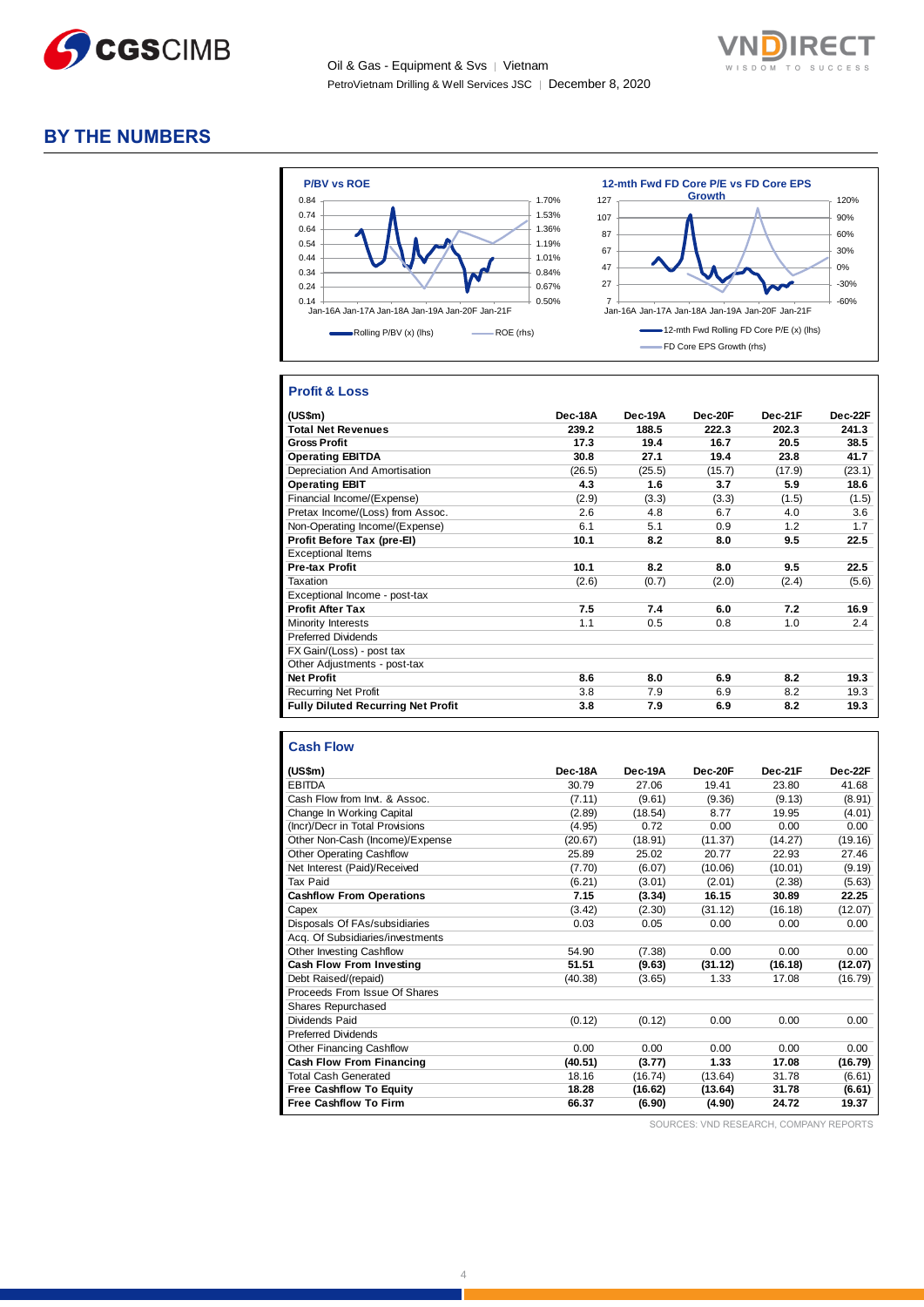# BY THE NUMBERS

**P/BV vs ROE**

Rolling P/BV (x) (lhs) — ROE (rhs)

**12-mth Fwd FD Core P/E vs FD Core EPS Growth**

12-mth Fwd Rolling FD Core P/E (x) (lhs) — FD Core EPS Growth (rhs)

## Profit & Loss

| (US$m) | Dec-18A | Dec-19A | Dec-20F | Dec-21F | Dec-22F |
|---|---|---|---|---|---|
| **Total Net Revenues** | **239.2** | **188.5** | **222.3** | **202.3** | **241.3** |
| **Gross Profit** | **17.3** | **19.4** | **16.7** | **20.5** | **38.5** |
| **Operating EBITDA** | **30.8** | **27.1** | **19.4** | **23.8** | **41.7** |
| Depreciation And Amortisation | (26.5) | (25.5) | (15.7) | (17.9) | (23.1) |
| **Operating EBIT** | **4.3** | **1.6** | **3.7** | **5.9** | **18.6** |
| Financial Income/(Expense) | (2.9) | (3.3) | (3.3) | (1.5) | (1.5) |
| Pretax Income/(Loss) from Assoc. | 2.6 | 4.8 | 6.7 | 4.0 | 3.6 |
| Non-Operating Income/(Expense) | 6.1 | 5.1 | 0.9 | 1.2 | 1.7 |
| **Profit Before Tax (pre-EI)** | **10.1** | **8.2** | **8.0** | **9.5** | **22.5** |
| Exceptional Items | | | | | |
| **Pre-tax Profit** | **10.1** | **8.2** | **8.0** | **9.5** | **22.5** |
| Taxation | (2.6) | (0.7) | (2.0) | (2.4) | (5.6) |
| Exceptional Income - post-tax | | | | | |
| **Profit After Tax** | **7.5** | **7.4** | **6.0** | **7.2** | **16.9** |
| Minority Interests | 1.1 | 0.5 | 0.8 | 1.0 | 2.4 |
| Preferred Dividends | | | | | |
| FX Gain/(Loss) - post tax | | | | | |
| Other Adjustments - post-tax | | | | | |
| **Net Profit** | **8.6** | **8.0** | **6.9** | **8.2** | **19.3** |
| Recurring Net Profit | 3.8 | 7.9 | 6.9 | 8.2 | 19.3 |
| **Fully Diluted Recurring Net Profit** | **3.8** | **7.9** | **6.9** | **8.2** | **19.3** |

## Cash Flow

| (US$m) | Dec-18A | Dec-19A | Dec-20F | Dec-21F | Dec-22F |
|---|---|---|---|---|---|
| EBITDA | 30.79 | 27.06 | 19.41 | 23.80 | 41.68 |
| Cash Flow from Invt. & Assoc. | (7.11) | (9.61) | (9.36) | (9.13) | (8.91) |
| Change In Working Capital | (2.89) | (18.54) | 8.77 | 19.95 | (4.01) |
| (Incr)/Decr in Total Provisions | (4.95) | 0.72 | 0.00 | 0.00 | 0.00 |
| Other Non-Cash (Income)/Expense | (20.67) | (18.91) | (11.37) | (14.27) | (19.16) |
| Other Operating Cashflow | 25.89 | 25.02 | 20.77 | 22.93 | 27.46 |
| Net Interest (Paid)/Received | (7.70) | (6.07) | (10.06) | (10.01) | (9.19) |
| Tax Paid | (6.21) | (3.01) | (2.01) | (2.38) | (5.63) |
| **Cashflow From Operations** | **7.15** | **(3.34)** | **16.15** | **30.89** | **22.25** |
| Capex | (3.42) | (2.30) | (31.12) | (16.18) | (12.07) |
| Disposals Of FAs/subsidiaries | 0.03 | 0.05 | 0.00 | 0.00 | 0.00 |
| Acq. Of Subsidiaries/investments | | | | | |
| Other Investing Cashflow | 54.90 | (7.38) | 0.00 | 0.00 | 0.00 |
| **Cash Flow From Investing** | **51.51** | **(9.63)** | **(31.12)** | **(16.18)** | **(12.07)** |
| Debt Raised/(repaid) | (40.38) | (3.65) | 1.33 | 17.08 | (16.79) |
| Proceeds From Issue Of Shares | | | | | |
| Shares Repurchased | | | | | |
| Dividends Paid | (0.12) | (0.12) | 0.00 | 0.00 | 0.00 |
| Preferred Dividends | | | | | |
| Other Financing Cashflow | 0.00 | 0.00 | 0.00 | 0.00 | 0.00 |
| **Cash Flow From Financing** | **(40.51)** | **(3.77)** | **1.33** | **17.08** | **(16.79)** |
| Total Cash Generated | 18.16 | (16.74) | (13.64) | 31.78 | (6.61) |
| **Free Cashflow To Equity** | **18.28** | **(16.62)** | **(13.64)** | **31.78** | **(6.61)** |
| **Free Cashflow To Firm** | **66.37** | **(6.90)** | **(4.90)** | **24.72** | **19.37** |

SOURCES: VND RESEARCH, COMPANY REPORTS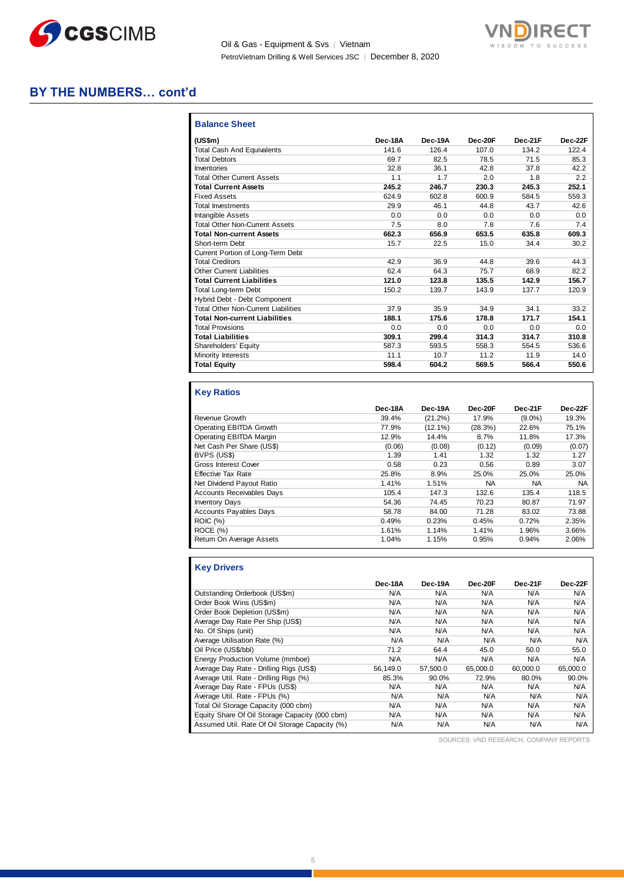## BY THE NUMBERS… cont'd

### Balance Sheet

| (US$m) | Dec-18A | Dec-19A | Dec-20F | Dec-21F | Dec-22F |
|---|---|---|---|---|---|
| Total Cash And Equivalents | 141.6 | 126.4 | 107.0 | 134.2 | 122.4 |
| Total Debtors | 69.7 | 82.5 | 78.5 | 71.5 | 85.3 |
| Inventories | 32.8 | 36.1 | 42.8 | 37.8 | 42.2 |
| Total Other Current Assets | 1.1 | 1.7 | 2.0 | 1.8 | 2.2 |
| **Total Current Assets** | **245.2** | **246.7** | **230.3** | **245.3** | **252.1** |
| Fixed Assets | 624.9 | 602.8 | 600.9 | 584.5 | 559.3 |
| Total Investments | 29.9 | 46.1 | 44.8 | 43.7 | 42.6 |
| Intangible Assets | 0.0 | 0.0 | 0.0 | 0.0 | 0.0 |
| Total Other Non-Current Assets | 7.5 | 8.0 | 7.8 | 7.6 | 7.4 |
| **Total Non-current Assets** | **662.3** | **656.9** | **653.5** | **635.8** | **609.3** |
| Short-term Debt | 15.7 | 22.5 | 15.0 | 34.4 | 30.2 |
| Current Portion of Long-Term Debt | | | | | |
| Total Creditors | 42.9 | 36.9 | 44.8 | 39.6 | 44.3 |
| Other Current Liabilities | 62.4 | 64.3 | 75.7 | 68.9 | 82.2 |
| **Total Current Liabilities** | **121.0** | **123.8** | **135.5** | **142.9** | **156.7** |
| Total Long-term Debt | 150.2 | 139.7 | 143.9 | 137.7 | 120.9 |
| Hybrid Debt - Debt Component | | | | | |
| Total Other Non-Current Liabilities | 37.9 | 35.9 | 34.9 | 34.1 | 33.2 |
| **Total Non-current Liabilities** | **188.1** | **175.6** | **178.8** | **171.7** | **154.1** |
| Total Provisions | 0.0 | 0.0 | 0.0 | 0.0 | 0.0 |
| **Total Liabilities** | **309.1** | **299.4** | **314.3** | **314.7** | **310.8** |
| Shareholders' Equity | 587.3 | 593.5 | 558.3 | 554.5 | 536.6 |
| Minority Interests | 11.1 | 10.7 | 11.2 | 11.9 | 14.0 |
| **Total Equity** | **598.4** | **604.2** | **569.5** | **566.4** | **550.6** |

### Key Ratios

| | Dec-18A | Dec-19A | Dec-20F | Dec-21F | Dec-22F |
|---|---|---|---|---|---|
| Revenue Growth | 39.4% | (21.2%) | 17.9% | (9.0%) | 19.3% |
| Operating EBITDA Growth | 77.9% | (12.1%) | (28.3%) | 22.6% | 75.1% |
| Operating EBITDA Margin | 12.9% | 14.4% | 8.7% | 11.8% | 17.3% |
| Net Cash Per Share (US$) | (0.06) | (0.08) | (0.12) | (0.09) | (0.07) |
| BVPS (US$) | 1.39 | 1.41 | 1.32 | 1.32 | 1.27 |
| Gross Interest Cover | 0.58 | 0.23 | 0.56 | 0.89 | 3.07 |
| Effective Tax Rate | 25.8% | 8.9% | 25.0% | 25.0% | 25.0% |
| Net Dividend Payout Ratio | 1.41% | 1.51% | NA | NA | NA |
| Accounts Receivables Days | 105.4 | 147.3 | 132.6 | 135.4 | 118.5 |
| Inventory Days | 54.36 | 74.45 | 70.23 | 80.87 | 71.97 |
| Accounts Payables Days | 58.78 | 84.00 | 71.28 | 83.02 | 73.88 |
| ROIC (%) | 0.49% | 0.23% | 0.45% | 0.72% | 2.35% |
| ROCE (%) | 1.61% | 1.14% | 1.41% | 1.96% | 3.66% |
| Return On Average Assets | 1.04% | 1.15% | 0.95% | 0.94% | 2.06% |

### Key Drivers

| | Dec-18A | Dec-19A | Dec-20F | Dec-21F | Dec-22F |
|---|---|---|---|---|---|
| Outstanding Orderbook (US$m) | N/A | N/A | N/A | N/A | N/A |
| Order Book Wins (US$m) | N/A | N/A | N/A | N/A | N/A |
| Order Book Depletion (US$m) | N/A | N/A | N/A | N/A | N/A |
| Average Day Rate Per Ship (US$) | N/A | N/A | N/A | N/A | N/A |
| No. Of Ships (unit) | N/A | N/A | N/A | N/A | N/A |
| Average Utilisation Rate (%) | N/A | N/A | N/A | N/A | N/A |
| Oil Price (US$/bbl) | 71.2 | 64.4 | 45.0 | 50.0 | 55.0 |
| Energy Production Volume (mmboe) | N/A | N/A | N/A | N/A | N/A |
| Average Day Rate - Drilling Rigs (US$) | 56,149.0 | 57,500.0 | 65,000.0 | 60,000.0 | 65,000.0 |
| Average Util. Rate - Drilling Rigs (%) | 85.3% | 90.0% | 72.9% | 80.0% | 90.0% |
| Average Day Rate - FPUs (US$) | N/A | N/A | N/A | N/A | N/A |
| Average Util. Rate - FPUs (%) | N/A | N/A | N/A | N/A | N/A |
| Total Oil Storage Capacity (000 cbm) | N/A | N/A | N/A | N/A | N/A |
| Equity Share Of Oil Storage Capacity (000 cbm) | N/A | N/A | N/A | N/A | N/A |
| Assumed Util. Rate Of Oil Storage Capacity (%) | N/A | N/A | N/A | N/A | N/A |

SOURCES: VND RESEARCH, COMPANY REPORTS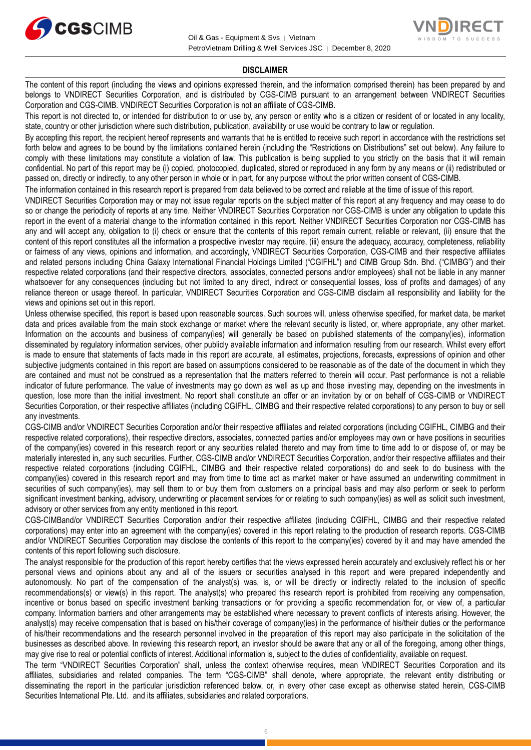## DISCLAIMER

The content of this report (including the views and opinions expressed therein, and the information comprised therein) has been prepared by and belongs to VNDIRECT Securities Corporation, and is distributed by CGS-CIMB pursuant to an arrangement between VNDIRECT Securities Corporation and CGS-CIMB. VNDIRECT Securities Corporation is not an affiliate of CGS-CIMB.

This report is not directed to, or intended for distribution to or use by, any person or entity who is a citizen or resident of or located in any locality, state, country or other jurisdiction where such distribution, publication, availability or use would be contrary to law or regulation.

By accepting this report, the recipient hereof represents and warrants that he is entitled to receive such report in accordance with the restrictions set forth below and agrees to be bound by the limitations contained herein (including the "Restrictions on Distributions" set out below). Any failure to comply with these limitations may constitute a violation of law. This publication is being supplied to you strictly on the basis that it will remain confidential. No part of this report may be (i) copied, photocopied, duplicated, stored or reproduced in any form by any means or (ii) redistributed or passed on, directly or indirectly, to any other person in whole or in part, for any purpose without the prior written consent of CGS-CIMB.

The information contained in this research report is prepared from data believed to be correct and reliable at the time of issue of this report.

VNDIRECT Securities Corporation may or may not issue regular reports on the subject matter of this report at any frequency and may cease to do so or change the periodicity of reports at any time. Neither VNDIRECT Securities Corporation nor CGS-CIMB is under any obligation to update this report in the event of a material change to the information contained in this report. Neither VNDIRECT Securities Corporation nor CGS-CIMB has any and will accept any, obligation to (i) check or ensure that the contents of this report remain current, reliable or relevant, (ii) ensure that the content of this report constitutes all the information a prospective investor may require, (iii) ensure the adequacy, accuracy, completeness, reliability or fairness of any views, opinions and information, and accordingly, VNDIRECT Securities Corporation, CGS-CIMB and their respective affiliates and related persons including China Galaxy International Financial Holdings Limited ("CGIFHL") and CIMB Group Sdn. Bhd. ("CIMBG") and their respective related corporations (and their respective directors, associates, connected persons and/or employees) shall not be liable in any manner whatsoever for any consequences (including but not limited to any direct, indirect or consequential losses, loss of profits and damages) of any reliance thereon or usage thereof. In particular, VNDIRECT Securities Corporation and CGS-CIMB disclaim all responsibility and liability for the views and opinions set out in this report.

Unless otherwise specified, this report is based upon reasonable sources. Such sources will, unless otherwise specified, for market data, be market data and prices available from the main stock exchange or market where the relevant security is listed, or, where appropriate, any other market. Information on the accounts and business of company(ies) will generally be based on published statements of the company(ies), information disseminated by regulatory information services, other publicly available information and information resulting from our research. Whilst every effort is made to ensure that statements of facts made in this report are accurate, all estimates, projections, forecasts, expressions of opinion and other subjective judgments contained in this report are based on assumptions considered to be reasonable as of the date of the document in which they are contained and must not be construed as a representation that the matters referred to therein will occur. Past performance is not a reliable indicator of future performance. The value of investments may go down as well as up and those investing may, depending on the investments in question, lose more than the initial investment. No report shall constitute an offer or an invitation by or on behalf of CGS-CIMB or VNDIRECT Securities Corporation, or their respective affiliates (including CGIFHL, CIMBG and their respective related corporations) to any person to buy or sell any investments.

CGS-CIMB and/or VNDIRECT Securities Corporation and/or their respective affiliates and related corporations (including CGIFHL, CIMBG and their respective related corporations), their respective directors, associates, connected parties and/or employees may own or have positions in securities of the company(ies) covered in this research report or any securities related thereto and may from time to time add to or dispose of, or may be materially interested in, any such securities. Further, CGS-CIMB and/or VNDIRECT Securities Corporation, and/or their respective affiliates and their respective related corporations (including CGIFHL, CIMBG and their respective related corporations) do and seek to do business with the company(ies) covered in this research report and may from time to time act as market maker or have assumed an underwriting commitment in securities of such company(ies), may sell them to or buy them from customers on a principal basis and may also perform or seek to perform significant investment banking, advisory, underwriting or placement services for or relating to such company(ies) as well as solicit such investment, advisory or other services from any entity mentioned in this report.

CGS-CIMBand/or VNDIRECT Securities Corporation and/or their respective affiliates (including CGIFHL, CIMBG and their respective related corporations) may enter into an agreement with the company(ies) covered in this report relating to the production of research reports. CGS-CIMB and/or VNDIRECT Securities Corporation may disclose the contents of this report to the company(ies) covered by it and may have amended the contents of this report following such disclosure.

The analyst responsible for the production of this report hereby certifies that the views expressed herein accurately and exclusively reflect his or her personal views and opinions about any and all of the issuers or securities analysed in this report and were prepared independently and autonomously. No part of the compensation of the analyst(s) was, is, or will be directly or indirectly related to the inclusion of specific recommendations(s) or view(s) in this report. The analyst(s) who prepared this research report is prohibited from receiving any compensation, incentive or bonus based on specific investment banking transactions or for providing a specific recommendation for, or view of, a particular company. Information barriers and other arrangements may be established where necessary to prevent conflicts of interests arising. However, the analyst(s) may receive compensation that is based on his/their coverage of company(ies) in the performance of his/their duties or the performance of his/their recommendations and the research personnel involved in the preparation of this report may also participate in the solicitation of the businesses as described above. In reviewing this research report, an investor should be aware that any or all of the foregoing, among other things, may give rise to real or potential conflicts of interest. Additional information is, subject to the duties of confidentiality, available on request.

The term "VNDIRECT Securities Corporation" shall, unless the context otherwise requires, mean VNDIRECT Securities Corporation and its affiliates, subsidiaries and related companies. The term "CGS-CIMB" shall denote, where appropriate, the relevant entity distributing or disseminating the report in the particular jurisdiction referenced below, or, in every other case except as otherwise stated herein, CGS-CIMB Securities International Pte. Ltd. and its affiliates, subsidiaries and related corporations.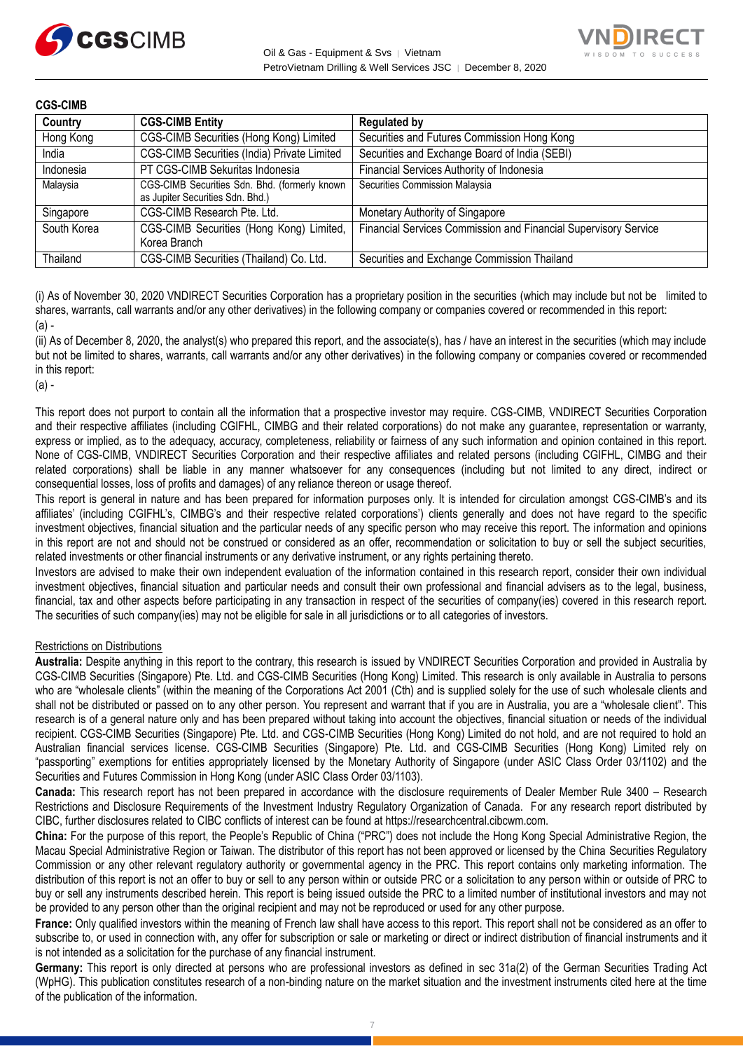**CGS-CIMB**

| Country | CGS-CIMB Entity | Regulated by |
|---|---|---|
| Hong Kong | CGS-CIMB Securities (Hong Kong) Limited | Securities and Futures Commission Hong Kong |
| India | CGS-CIMB Securities (India) Private Limited | Securities and Exchange Board of India (SEBI) |
| Indonesia | PT CGS-CIMB Sekuritas Indonesia | Financial Services Authority of Indonesia |
| Malaysia | CGS-CIMB Securities Sdn. Bhd. (formerly known as Jupiter Securities Sdn. Bhd.) | Securities Commission Malaysia |
| Singapore | CGS-CIMB Research Pte. Ltd. | Monetary Authority of Singapore |
| South Korea | CGS-CIMB Securities (Hong Kong) Limited, Korea Branch | Financial Services Commission and Financial Supervisory Service |
| Thailand | CGS-CIMB Securities (Thailand) Co. Ltd. | Securities and Exchange Commission Thailand |

(i) As of November 30, 2020 VNDIRECT Securities Corporation has a proprietary position in the securities (which may include but not be limited to shares, warrants, call warrants and/or any other derivatives) in the following company or companies covered or recommended in this report:
(a) -

(ii) As of December 8, 2020, the analyst(s) who prepared this report, and the associate(s), has / have an interest in the securities (which may include but not be limited to shares, warrants, call warrants and/or any other derivatives) in the following company or companies covered or recommended in this report:
(a) -

This report does not purport to contain all the information that a prospective investor may require. CGS-CIMB, VNDIRECT Securities Corporation and their respective affiliates (including CGIFHL, CIMBG and their related corporations) do not make any guarantee, representation or warranty, express or implied, as to the adequacy, accuracy, completeness, reliability or fairness of any such information and opinion contained in this report. None of CGS-CIMB, VNDIRECT Securities Corporation and their respective affiliates and related persons (including CGIFHL, CIMBG and their related corporations) shall be liable in any manner whatsoever for any consequences (including but not limited to any direct, indirect or consequential losses, loss of profits and damages) of any reliance thereon or usage thereof.

This report is general in nature and has been prepared for information purposes only. It is intended for circulation amongst CGS-CIMB's and its affiliates' (including CGIFHL's, CIMBG's and their respective related corporations') clients generally and does not have regard to the specific investment objectives, financial situation and the particular needs of any specific person who may receive this report. The information and opinions in this report are not and should not be construed or considered as an offer, recommendation or solicitation to buy or sell the subject securities, related investments or other financial instruments or any derivative instrument, or any rights pertaining thereto.

Investors are advised to make their own independent evaluation of the information contained in this research report, consider their own individual investment objectives, financial situation and particular needs and consult their own professional and financial advisers as to the legal, business, financial, tax and other aspects before participating in any transaction in respect of the securities of company(ies) covered in this research report. The securities of such company(ies) may not be eligible for sale in all jurisdictions or to all categories of investors.

Restrictions on Distributions

**Australia:** Despite anything in this report to the contrary, this research is issued by VNDIRECT Securities Corporation and provided in Australia by CGS-CIMB Securities (Singapore) Pte. Ltd. and CGS-CIMB Securities (Hong Kong) Limited. This research is only available in Australia to persons who are "wholesale clients" (within the meaning of the Corporations Act 2001 (Cth) and is supplied solely for the use of such wholesale clients and shall not be distributed or passed on to any other person. You represent and warrant that if you are in Australia, you are a "wholesale client". This research is of a general nature only and has been prepared without taking into account the objectives, financial situation or needs of the individual recipient. CGS-CIMB Securities (Singapore) Pte. Ltd. and CGS-CIMB Securities (Hong Kong) Limited do not hold, and are not required to hold an Australian financial services license. CGS-CIMB Securities (Singapore) Pte. Ltd. and CGS-CIMB Securities (Hong Kong) Limited rely on "passporting" exemptions for entities appropriately licensed by the Monetary Authority of Singapore (under ASIC Class Order 03/1102) and the Securities and Futures Commission in Hong Kong (under ASIC Class Order 03/1103).

**Canada:** This research report has not been prepared in accordance with the disclosure requirements of Dealer Member Rule 3400 – Research Restrictions and Disclosure Requirements of the Investment Industry Regulatory Organization of Canada. For any research report distributed by CIBC, further disclosures related to CIBC conflicts of interest can be found at https://researchcentral.cibcwm.com.

**China:** For the purpose of this report, the People's Republic of China ("PRC") does not include the Hong Kong Special Administrative Region, the Macau Special Administrative Region or Taiwan. The distributor of this report has not been approved or licensed by the China Securities Regulatory Commission or any other relevant regulatory authority or governmental agency in the PRC. This report contains only marketing information. The distribution of this report is not an offer to buy or sell to any person within or outside PRC or a solicitation to any person within or outside of PRC to buy or sell any instruments described herein. This report is being issued outside the PRC to a limited number of institutional investors and may not be provided to any person other than the original recipient and may not be reproduced or used for any other purpose.

**France:** Only qualified investors within the meaning of French law shall have access to this report. This report shall not be considered as an offer to subscribe to, or used in connection with, any offer for subscription or sale or marketing or direct or indirect distribution of financial instruments and it is not intended as a solicitation for the purchase of any financial instrument.

**Germany:** This report is only directed at persons who are professional investors as defined in sec 31a(2) of the German Securities Trading Act (WpHG). This publication constitutes research of a non-binding nature on the market situation and the investment instruments cited here at the time of the publication of the information.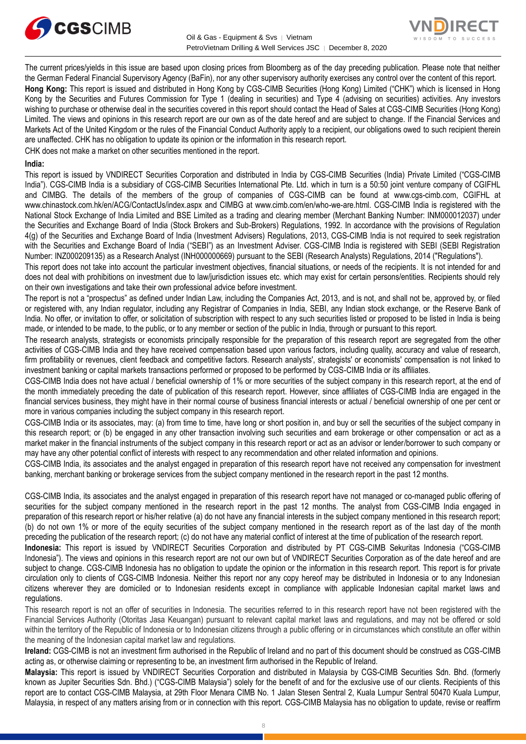The current prices/yields in this issue are based upon closing prices from Bloomberg as of the day preceding publication. Please note that neither the German Federal Financial Supervisory Agency (BaFin), nor any other supervisory authority exercises any control over the content of this report.

**Hong Kong:** This report is issued and distributed in Hong Kong by CGS-CIMB Securities (Hong Kong) Limited ("CHK") which is licensed in Hong Kong by the Securities and Futures Commission for Type 1 (dealing in securities) and Type 4 (advising on securities) activities. Any investors wishing to purchase or otherwise deal in the securities covered in this report should contact the Head of Sales at CGS-CIMB Securities (Hong Kong) Limited. The views and opinions in this research report are our own as of the date hereof and are subject to change. If the Financial Services and Markets Act of the United Kingdom or the rules of the Financial Conduct Authority apply to a recipient, our obligations owed to such recipient therein are unaffected. CHK has no obligation to update its opinion or the information in this research report.

CHK does not make a market on other securities mentioned in the report.

**India:**

This report is issued by VNDIRECT Securities Corporation and distributed in India by CGS-CIMB Securities (India) Private Limited ("CGS-CIMB India"). CGS-CIMB India is a subsidiary of CGS-CIMB Securities International Pte. Ltd. which in turn is a 50:50 joint venture company of CGIFHL and CIMBG. The details of the members of the group of companies of CGS-CIMB can be found at www.cgs-cimb.com, CGIFHL at www.chinastock.com.hk/en/ACG/ContactUs/index.aspx and CIMBG at www.cimb.com/en/who-we-are.html. CGS-CIMB India is registered with the National Stock Exchange of India Limited and BSE Limited as a trading and clearing member (Merchant Banking Number: INM000012037) under the Securities and Exchange Board of India (Stock Brokers and Sub-Brokers) Regulations, 1992. In accordance with the provisions of Regulation 4(g) of the Securities and Exchange Board of India (Investment Advisers) Regulations, 2013, CGS-CIMB India is not required to seek registration with the Securities and Exchange Board of India ("SEBI") as an Investment Adviser. CGS-CIMB India is registered with SEBI (SEBI Registration Number: INZ000209135) as a Research Analyst (INH000000669) pursuant to the SEBI (Research Analysts) Regulations, 2014 ("Regulations").

This report does not take into account the particular investment objectives, financial situations, or needs of the recipients. It is not intended for and does not deal with prohibitions on investment due to law/jurisdiction issues etc. which may exist for certain persons/entities. Recipients should rely on their own investigations and take their own professional advice before investment.

The report is not a "prospectus" as defined under Indian Law, including the Companies Act, 2013, and is not, and shall not be, approved by, or filed or registered with, any Indian regulator, including any Registrar of Companies in India, SEBI, any Indian stock exchange, or the Reserve Bank of India. No offer, or invitation to offer, or solicitation of subscription with respect to any such securities listed or proposed to be listed in India is being made, or intended to be made, to the public, or to any member or section of the public in India, through or pursuant to this report.

The research analysts, strategists or economists principally responsible for the preparation of this research report are segregated from the other activities of CGS-CIMB India and they have received compensation based upon various factors, including quality, accuracy and value of research, firm profitability or revenues, client feedback and competitive factors. Research analysts', strategists' or economists' compensation is not linked to investment banking or capital markets transactions performed or proposed to be performed by CGS-CIMB India or its affiliates.

CGS-CIMB India does not have actual / beneficial ownership of 1% or more securities of the subject company in this research report, at the end of the month immediately preceding the date of publication of this research report. However, since affiliates of CGS-CIMB India are engaged in the financial services business, they might have in their normal course of business financial interests or actual / beneficial ownership of one per cent or more in various companies including the subject company in this research report.

CGS-CIMB India or its associates, may: (a) from time to time, have long or short position in, and buy or sell the securities of the subject company in this research report; or (b) be engaged in any other transaction involving such securities and earn brokerage or other compensation or act as a market maker in the financial instruments of the subject company in this research report or act as an advisor or lender/borrower to such company or may have any other potential conflict of interests with respect to any recommendation and other related information and opinions.

CGS-CIMB India, its associates and the analyst engaged in preparation of this research report have not received any compensation for investment banking, merchant banking or brokerage services from the subject company mentioned in the research report in the past 12 months.

CGS-CIMB India, its associates and the analyst engaged in preparation of this research report have not managed or co-managed public offering of securities for the subject company mentioned in the research report in the past 12 months. The analyst from CGS-CIMB India engaged in preparation of this research report or his/her relative (a) do not have any financial interests in the subject company mentioned in this research report; (b) do not own 1% or more of the equity securities of the subject company mentioned in the research report as of the last day of the month preceding the publication of the research report; (c) do not have any material conflict of interest at the time of publication of the research report.

**Indonesia:** This report is issued by VNDIRECT Securities Corporation and distributed by PT CGS-CIMB Sekuritas Indonesia ("CGS-CIMB Indonesia"). The views and opinions in this research report are not our own but of VNDIRECT Securities Corporation as of the date hereof and are subject to change. CGS-CIMB Indonesia has no obligation to update the opinion or the information in this research report. This report is for private circulation only to clients of CGS-CIMB Indonesia. Neither this report nor any copy hereof may be distributed in Indonesia or to any Indonesian citizens wherever they are domiciled or to Indonesian residents except in compliance with applicable Indonesian capital market laws and regulations.

This research report is not an offer of securities in Indonesia. The securities referred to in this research report have not been registered with the Financial Services Authority (Otoritas Jasa Keuangan) pursuant to relevant capital market laws and regulations, and may not be offered or sold within the territory of the Republic of Indonesia or to Indonesian citizens through a public offering or in circumstances which constitute an offer within the meaning of the Indonesian capital market law and regulations.

**Ireland:** CGS-CIMB is not an investment firm authorised in the Republic of Ireland and no part of this document should be construed as CGS-CIMB acting as, or otherwise claiming or representing to be, an investment firm authorised in the Republic of Ireland.

**Malaysia:** This report is issued by VNDIRECT Securities Corporation and distributed in Malaysia by CGS-CIMB Securities Sdn. Bhd. (formerly known as Jupiter Securities Sdn. Bhd.) ("CGS-CIMB Malaysia") solely for the benefit of and for the exclusive use of our clients. Recipients of this report are to contact CGS-CIMB Malaysia, at 29th Floor Menara CIMB No. 1 Jalan Stesen Sentral 2, Kuala Lumpur Sentral 50470 Kuala Lumpur, Malaysia, in respect of any matters arising from or in connection with this report. CGS-CIMB Malaysia has no obligation to update, revise or reaffirm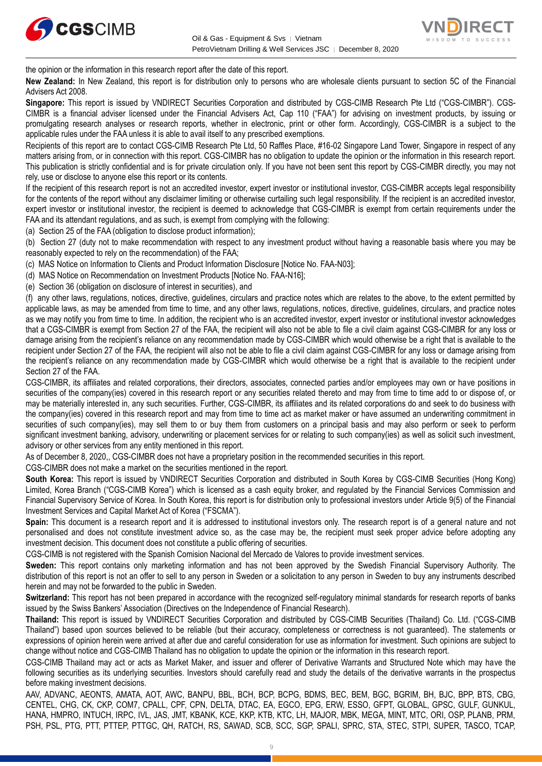the opinion or the information in this research report after the date of this report.

**New Zealand:** In New Zealand, this report is for distribution only to persons who are wholesale clients pursuant to section 5C of the Financial Advisers Act 2008.

**Singapore:** This report is issued by VNDIRECT Securities Corporation and distributed by CGS-CIMB Research Pte Ltd ("CGS-CIMBR"). CGS-CIMBR is a financial adviser licensed under the Financial Advisers Act, Cap 110 ("FAA") for advising on investment products, by issuing or promulgating research analyses or research reports, whether in electronic, print or other form. Accordingly, CGS-CIMBR is a subject to the applicable rules under the FAA unless it is able to avail itself to any prescribed exemptions.

Recipients of this report are to contact CGS-CIMB Research Pte Ltd, 50 Raffles Place, #16-02 Singapore Land Tower, Singapore in respect of any matters arising from, or in connection with this report. CGS-CIMBR has no obligation to update the opinion or the information in this research report. This publication is strictly confidential and is for private circulation only. If you have not been sent this report by CGS-CIMBR directly, you may not rely, use or disclose to anyone else this report or its contents.

If the recipient of this research report is not an accredited investor, expert investor or institutional investor, CGS-CIMBR accepts legal responsibility for the contents of the report without any disclaimer limiting or otherwise curtailing such legal responsibility. If the recipient is an accredited investor, expert investor or institutional investor, the recipient is deemed to acknowledge that CGS-CIMBR is exempt from certain requirements under the FAA and its attendant regulations, and as such, is exempt from complying with the following:

(a) Section 25 of the FAA (obligation to disclose product information);

(b) Section 27 (duty not to make recommendation with respect to any investment product without having a reasonable basis where you may be reasonably expected to rely on the recommendation) of the FAA;

(c) MAS Notice on Information to Clients and Product Information Disclosure [Notice No. FAA-N03];

(d) MAS Notice on Recommendation on Investment Products [Notice No. FAA-N16];

(e) Section 36 (obligation on disclosure of interest in securities), and

(f) any other laws, regulations, notices, directive, guidelines, circulars and practice notes which are relates to the above, to the extent permitted by applicable laws, as may be amended from time to time, and any other laws, regulations, notices, directive, guidelines, circulars, and practice notes as we may notify you from time to time. In addition, the recipient who is an accredited investor, expert investor or institutional investor acknowledges that a CGS-CIMBR is exempt from Section 27 of the FAA, the recipient will also not be able to file a civil claim against CGS-CIMBR for any loss or damage arising from the recipient's reliance on any recommendation made by CGS-CIMBR which would otherwise be a right that is available to the recipient under Section 27 of the FAA, the recipient will also not be able to file a civil claim against CGS-CIMBR for any loss or damage arising from the recipient's reliance on any recommendation made by CGS-CIMBR which would otherwise be a right that is available to the recipient under Section 27 of the FAA.

CGS-CIMBR, its affiliates and related corporations, their directors, associates, connected parties and/or employees may own or have positions in securities of the company(ies) covered in this research report or any securities related thereto and may from time to time add to or dispose of, or may be materially interested in, any such securities. Further, CGS-CIMBR, its affiliates and its related corporations do and seek to do business with the company(ies) covered in this research report and may from time to time act as market maker or have assumed an underwriting commitment in securities of such company(ies), may sell them to or buy them from customers on a principal basis and may also perform or seek to perform significant investment banking, advisory, underwriting or placement services for or relating to such company(ies) as well as solicit such investment, advisory or other services from any entity mentioned in this report.

As of December 8, 2020,, CGS-CIMBR does not have a proprietary position in the recommended securities in this report.

CGS-CIMBR does not make a market on the securities mentioned in the report.

**South Korea:** This report is issued by VNDIRECT Securities Corporation and distributed in South Korea by CGS-CIMB Securities (Hong Kong) Limited, Korea Branch ("CGS-CIMB Korea") which is licensed as a cash equity broker, and regulated by the Financial Services Commission and Financial Supervisory Service of Korea. In South Korea, this report is for distribution only to professional investors under Article 9(5) of the Financial Investment Services and Capital Market Act of Korea ("FSCMA").

**Spain:** This document is a research report and it is addressed to institutional investors only. The research report is of a general nature and not personalised and does not constitute investment advice so, as the case may be, the recipient must seek proper advice before adopting any investment decision. This document does not constitute a public offering of securities.

CGS-CIMB is not registered with the Spanish Comision Nacional del Mercado de Valores to provide investment services.

**Sweden:** This report contains only marketing information and has not been approved by the Swedish Financial Supervisory Authority. The distribution of this report is not an offer to sell to any person in Sweden or a solicitation to any person in Sweden to buy any instruments described herein and may not be forwarded to the public in Sweden.

**Switzerland:** This report has not been prepared in accordance with the recognized self-regulatory minimal standards for research reports of banks issued by the Swiss Bankers' Association (Directives on the Independence of Financial Research).

**Thailand:** This report is issued by VNDIRECT Securities Corporation and distributed by CGS-CIMB Securities (Thailand) Co. Ltd. ("CGS-CIMB Thailand") based upon sources believed to be reliable (but their accuracy, completeness or correctness is not guaranteed). The statements or expressions of opinion herein were arrived at after due and careful consideration for use as information for investment. Such opinions are subject to change without notice and CGS-CIMB Thailand has no obligation to update the opinion or the information in this research report.

CGS-CIMB Thailand may act or acts as Market Maker, and issuer and offerer of Derivative Warrants and Structured Note which may have the following securities as its underlying securities. Investors should carefully read and study the details of the derivative warrants in the prospectus before making investment decisions.

AAV, ADVANC, AEONTS, AMATA, AOT, AWC, BANPU, BBL, BCH, BCP, BCPG, BDMS, BEC, BEM, BGC, BGRIM, BH, BJC, BPP, BTS, CBG, CENTEL, CHG, CK, CKP, COM7, CPALL, CPF, CPN, DELTA, DTAC, EA, EGCO, EPG, ERW, ESSO, GFPT, GLOBAL, GPSC, GULF, GUNKUL, HANA, HMPRO, INTUCH, IRPC, IVL, JAS, JMT, KBANK, KCE, KKP, KTB, KTC, LH, MAJOR, MBK, MEGA, MINT, MTC, ORI, OSP, PLANB, PRM, PSH, PSL, PTG, PTT, PTTEP, PTTGC, QH, RATCH, RS, SAWAD, SCB, SCC, SGP, SPALI, SPRC, STA, STEC, STPI, SUPER, TASCO, TCAP,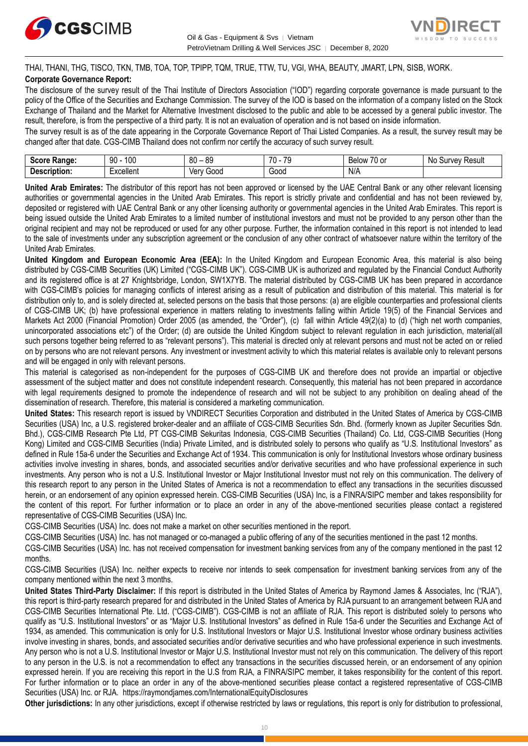THAI, THANI, THG, TISCO, TKN, TMB, TOA, TOP, TPIPP, TQM, TRUE, TTW, TU, VGI, WHA, BEAUTY, JMART, LPN, SISB, WORK.

**Corporate Governance Report:**

The disclosure of the survey result of the Thai Institute of Directors Association ("IOD") regarding corporate governance is made pursuant to the policy of the Office of the Securities and Exchange Commission. The survey of the IOD is based on the information of a company listed on the Stock Exchange of Thailand and the Market for Alternative Investment disclosed to the public and able to be accessed by a general public investor. The result, therefore, is from the perspective of a third party. It is not an evaluation of operation and is not based on inside information.

The survey result is as of the date appearing in the Corporate Governance Report of Thai Listed Companies. As a result, the survey result may be changed after that date. CGS-CIMB Thailand does not confirm nor certify the accuracy of such survey result.

| **Score Range:** | 90 - 100 | 80 – 89 | 70 - 79 | Below 70 or | No Survey Result |
|---|---|---|---|---|---|
| **Description:** | Excellent | Very Good | Good | N/A | |

**United Arab Emirates:** The distributor of this report has not been approved or licensed by the UAE Central Bank or any other relevant licensing authorities or governmental agencies in the United Arab Emirates. This report is strictly private and confidential and has not been reviewed by, deposited or registered with UAE Central Bank or any other licensing authority or governmental agencies in the United Arab Emirates. This report is being issued outside the United Arab Emirates to a limited number of institutional investors and must not be provided to any person other than the original recipient and may not be reproduced or used for any other purpose. Further, the information contained in this report is not intended to lead to the sale of investments under any subscription agreement or the conclusion of any other contract of whatsoever nature within the territory of the United Arab Emirates.

**United Kingdom and European Economic Area (EEA):** In the United Kingdom and European Economic Area, this material is also being distributed by CGS-CIMB Securities (UK) Limited ("CGS-CIMB UK"). CGS-CIMB UK is authorized and regulated by the Financial Conduct Authority and its registered office is at 27 Knightsbridge, London, SW1X7YB. The material distributed by CGS-CIMB UK has been prepared in accordance with CGS-CIMB's policies for managing conflicts of interest arising as a result of publication and distribution of this material. This material is for distribution only to, and is solely directed at, selected persons on the basis that those persons: (a) are eligible counterparties and professional clients of CGS-CIMB UK; (b) have professional experience in matters relating to investments falling within Article 19(5) of the Financial Services and Markets Act 2000 (Financial Promotion) Order 2005 (as amended, the "Order"), (c) fall within Article 49(2)(a) to (d) ("high net worth companies, unincorporated associations etc") of the Order; (d) are outside the United Kingdom subject to relevant regulation in each jurisdiction, material(all such persons together being referred to as "relevant persons"). This material is directed only at relevant persons and must not be acted on or relied on by persons who are not relevant persons. Any investment or investment activity to which this material relates is available only to relevant persons and will be engaged in only with relevant persons.

This material is categorised as non-independent for the purposes of CGS-CIMB UK and therefore does not provide an impartial or objective assessment of the subject matter and does not constitute independent research. Consequently, this material has not been prepared in accordance with legal requirements designed to promote the independence of research and will not be subject to any prohibition on dealing ahead of the dissemination of research. Therefore, this material is considered a marketing communication.

**United States:** This research report is issued by VNDIRECT Securities Corporation and distributed in the United States of America by CGS-CIMB Securities (USA) Inc, a U.S. registered broker-dealer and an affiliate of CGS-CIMB Securities Sdn. Bhd. (formerly known as Jupiter Securities Sdn. Bhd.), CGS-CIMB Research Pte Ltd, PT CGS-CIMB Sekuritas Indonesia, CGS-CIMB Securities (Thailand) Co. Ltd, CGS-CIMB Securities (Hong Kong) Limited and CGS-CIMB Securities (India) Private Limited, and is distributed solely to persons who qualify as "U.S. Institutional Investors" as defined in Rule 15a-6 under the Securities and Exchange Act of 1934. This communication is only for Institutional Investors whose ordinary business activities involve investing in shares, bonds, and associated securities and/or derivative securities and who have professional experience in such investments. Any person who is not a U.S. Institutional Investor or Major Institutional Investor must not rely on this communication. The delivery of this research report to any person in the United States of America is not a recommendation to effect any transactions in the securities discussed herein, or an endorsement of any opinion expressed herein. CGS-CIMB Securities (USA) Inc, is a FINRA/SIPC member and takes responsibility for the content of this report. For further information or to place an order in any of the above-mentioned securities please contact a registered representative of CGS-CIMB Securities (USA) Inc.

CGS-CIMB Securities (USA) Inc. does not make a market on other securities mentioned in the report.

CGS-CIMB Securities (USA) Inc. has not managed or co-managed a public offering of any of the securities mentioned in the past 12 months.

CGS-CIMB Securities (USA) Inc. has not received compensation for investment banking services from any of the company mentioned in the past 12 months.

CGS-CIMB Securities (USA) Inc. neither expects to receive nor intends to seek compensation for investment banking services from any of the company mentioned within the next 3 months.

**United States Third-Party Disclaimer:** If this report is distributed in the United States of America by Raymond James & Associates, Inc ("RJA"), this report is third-party research prepared for and distributed in the United States of America by RJA pursuant to an arrangement between RJA and CGS-CIMB Securities International Pte. Ltd. ("CGS-CIMB"). CGS-CIMB is not an affiliate of RJA. This report is distributed solely to persons who qualify as "U.S. Institutional Investors" or as "Major U.S. Institutional Investors" as defined in Rule 15a-6 under the Securities and Exchange Act of 1934, as amended. This communication is only for U.S. Institutional Investors or Major U.S. Institutional Investor whose ordinary business activities involve investing in shares, bonds, and associated securities and/or derivative securities and who have professional experience in such investments. Any person who is not a U.S. Institutional Investor or Major U.S. Institutional Investor must not rely on this communication. The delivery of this report to any person in the U.S. is not a recommendation to effect any transactions in the securities discussed herein, or an endorsement of any opinion expressed herein. If you are receiving this report in the U.S from RJA, a FINRA/SIPC member, it takes responsibility for the content of this report. For further information or to place an order in any of the above-mentioned securities please contact a registered representative of CGS-CIMB Securities (USA) Inc. or RJA. https://raymondjames.com/InternationalEquityDisclosures

**Other jurisdictions:** In any other jurisdictions, except if otherwise restricted by laws or regulations, this report is only for distribution to professional,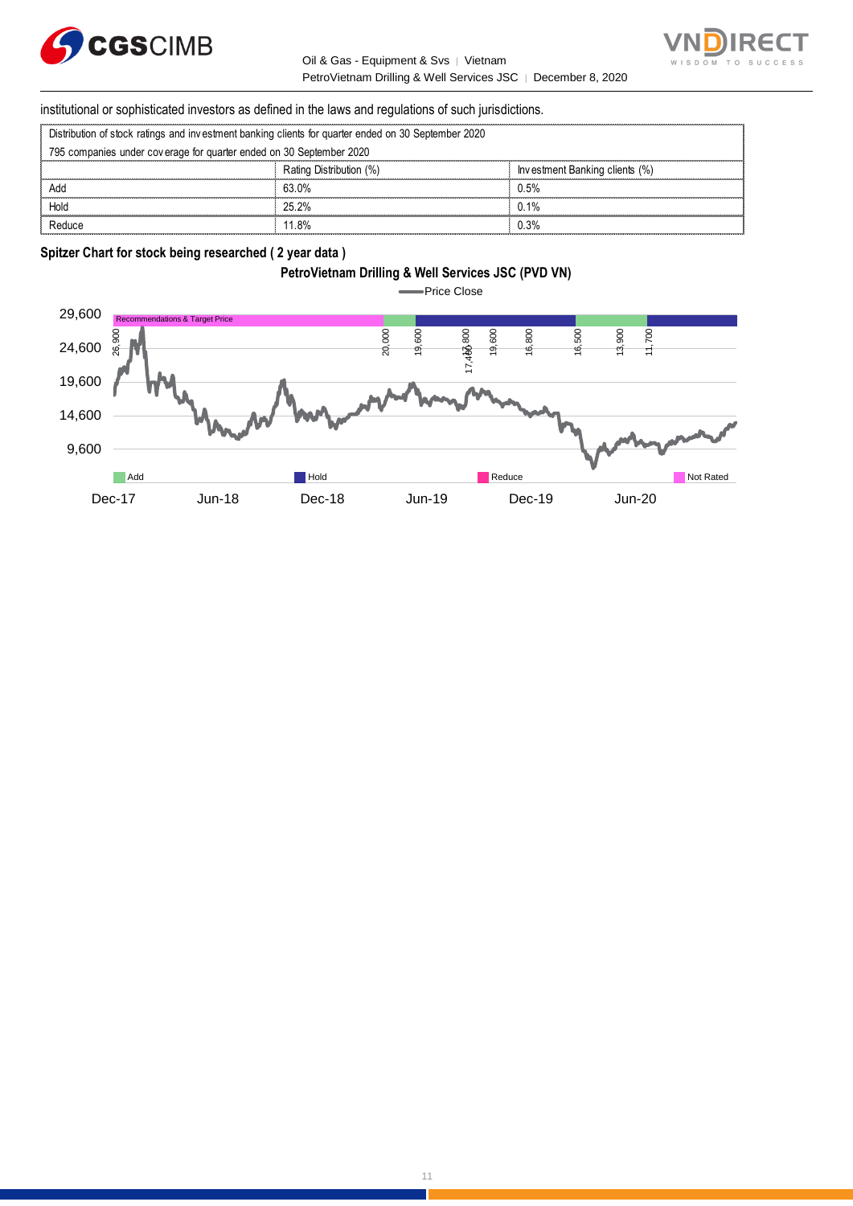institutional or sophisticated investors as defined in the laws and regulations of such jurisdictions.

| Distribution of stock ratings and investment banking clients for quarter ended on 30 September 2020 | | |
|---|---|---|
| 795 companies under coverage for quarter ended on 30 September 2020 | | |
| | Rating Distribution (%) | Investment Banking clients (%) |
| Add | 63.0% | 0.5% |
| Hold | 25.2% | 0.1% |
| Reduce | 11.8% | 0.3% |

**Spitzer Chart for stock being researched ( 2 year data )**

**PetroVietnam Drilling & Well Services JSC (PVD VN)**

Price Close

Recommendations & Target Price: 26,900; 20,000; 19,600; 17,400; 17,800; 19,600; 16,800; 16,500; 13,900; 11,700

Y-axis: 29,600; 24,600; 19,600; 14,600; 9,600

X-axis: Dec-17; Jun-18; Dec-18; Jun-19; Dec-19; Jun-20

Legend: Add; Hold; Reduce; Not Rated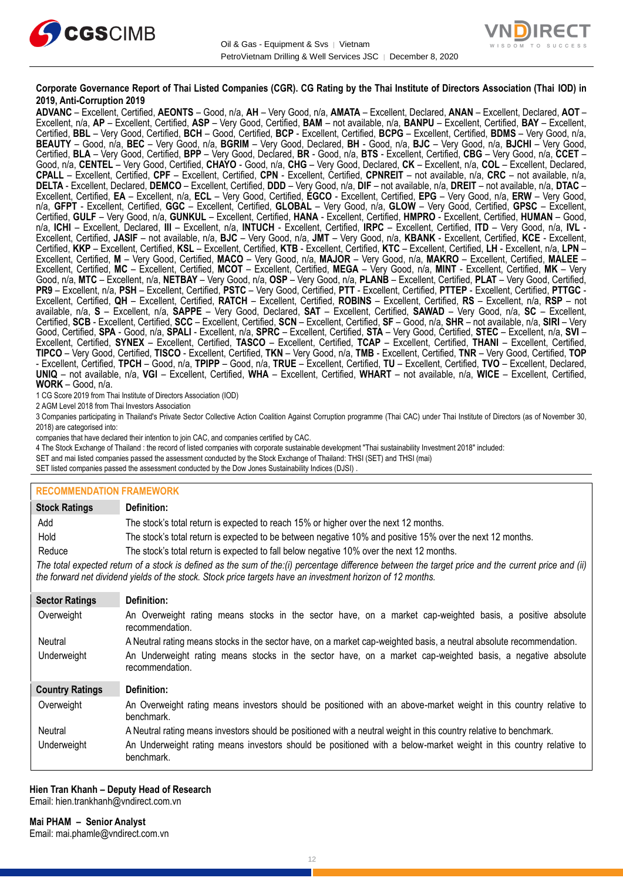**Corporate Governance Report of Thai Listed Companies (CGR). CG Rating by the Thai Institute of Directors Association (Thai IOD) in 2019, Anti-Corruption 2019**

**ADVANC** – Excellent, Certified, **AEONTS** – Good, n/a, **AH** – Very Good, n/a, **AMATA** – Excellent, Declared, **ANAN** – Excellent, Declared, **AOT** – Excellent, n/a, **AP** – Excellent, Certified, **ASP** – Very Good, Certified, **BAM** – not available, n/a, **BANPU** – Excellent, Certified, **BAY** – Excellent, Certified, **BBL** – Very Good, Certified, **BCH** – Good, Certified, **BCP** - Excellent, Certified, **BCPG** – Excellent, Certified, **BDMS** – Very Good, n/a, **BEAUTY** – Good, n/a, **BEC** – Very Good, n/a, **BGRIM** – Very Good, Declared, **BH** - Good, n/a, **BJC** – Very Good, n/a, **BJCHI** – Very Good, Certified, **BLA** – Very Good, Certified, **BPP** – Very Good, Declared, **BR** - Good, n/a, **BTS** - Excellent, Certified, **CBG** – Very Good, n/a, **CCET** – Good, n/a, **CENTEL** – Very Good, Certified, **CHAYO** - Good, n/a, **CHG** – Very Good, Declared, **CK** – Excellent, n/a, **COL** – Excellent, Declared, **CPALL** – Excellent, Certified, **CPF** – Excellent, Certified, **CPN** - Excellent, Certified, **CPNREIT** – not available, n/a, **CRC** – not available, n/a, **DELTA** - Excellent, Declared, **DEMCO** – Excellent, Certified, **DDD** – Very Good, n/a, **DIF** – not available, n/a, **DREIT** – not available, n/a, **DTAC** – Excellent, Certified, **EA** – Excellent, n/a, **ECL** – Very Good, Certified, **EGCO** - Excellent, Certified, **EPG** – Very Good, n/a, **ERW** – Very Good, n/a, **GFPT** - Excellent, Certified, **GGC** – Excellent, Certified, **GLOBAL** – Very Good, n/a, **GLOW** – Very Good, Certified, **GPSC** – Excellent, Certified, **GULF** – Very Good, n/a, **GUNKUL** – Excellent, Certified, **HANA** - Excellent, Certified, **HMPRO** - Excellent, Certified, **HUMAN** – Good, n/a, **ICHI** – Excellent, Declared, **III** – Excellent, n/a, **INTUCH** - Excellent, Certified, **IRPC** – Excellent, Certified, **ITD** – Very Good, n/a, **IVL** - Excellent, Certified, **JASIF** – not available, n/a, **BJC** – Very Good, n/a, **JMT** – Very Good, n/a, **KBANK** - Excellent, Certified, **KCE** - Excellent, Certified, **KKP** – Excellent, Certified, **KSL** – Excellent, Certified, **KTB** - Excellent, Certified, **KTC** – Excellent, Certified, **LH** - Excellent, n/a, **LPN** – Excellent, Certified, **M** – Very Good, Certified, **MACO** – Very Good, n/a, **MAJOR** – Very Good, n/a, **MAKRO** – Excellent, Certified, **MALEE** – Excellent, Certified, **MC** – Excellent, Certified, **MCOT** – Excellent, Certified, **MEGA** – Very Good, n/a, **MINT** - Excellent, Certified, **MK** – Very Good, n/a, **MTC** – Excellent, n/a, **NETBAY** – Very Good, n/a, **OSP** – Very Good, n/a, **PLANB** – Excellent, Certified, **PLAT** – Very Good, Certified, **PR9** – Excellent, n/a, **PSH** – Excellent, Certified, **PSTC** – Very Good, Certified, **PTT** - Excellent, Certified, **PTTEP** - Excellent, Certified, **PTTGC** - Excellent, Certified, **QH** – Excellent, Certified, **RATCH** – Excellent, Certified, **ROBINS** – Excellent, Certified, **RS** – Excellent, n/a, **RSP** – not available, n/a, **S** – Excellent, n/a, **SAPPE** – Very Good, Declared, **SAT** – Excellent, Certified, **SAWAD** – Very Good, n/a, **SC** – Excellent, Certified, **SCB** - Excellent, Certified, **SCC** – Excellent, Certified, **SCN** – Excellent, Certified, **SF** – Good, n/a, **SHR** – not available, n/a, **SIRI** – Very Good, Certified, **SPA** - Good, n/a, **SPALI** - Excellent, n/a, **SPRC** – Excellent, Certified, **STA** – Very Good, Certified, **STEC** – Excellent, n/a, **SVI** – Excellent, Certified, **SYNEX** – Excellent, Certified, **TASCO** – Excellent, Certified, **TCAP** – Excellent, Certified, **THANI** – Excellent, Certified, **TIPCO** – Very Good, Certified, **TISCO** - Excellent, Certified, **TKN** – Very Good, n/a, **TMB** - Excellent, Certified, **TNR** – Very Good, Certified, **TOP** - Excellent, Certified, **TPCH** – Good, n/a, **TPIPP** – Good, n/a, **TRUE** – Excellent, Certified, **TU** – Excellent, Certified, **TVO** – Excellent, Declared, **UNIQ** – not available, n/a, **VGI** – Excellent, Certified, **WHA** – Excellent, Certified, **WHART** – not available, n/a, **WICE** – Excellent, Certified, **WORK** – Good, n/a.

1 CG Score 2019 from Thai Institute of Directors Association (IOD)

2 AGM Level 2018 from Thai Investors Association

3 Companies participating in Thailand's Private Sector Collective Action Coalition Against Corruption programme (Thai CAC) under Thai Institute of Directors (as of November 30, 2018) are categorised into:

companies that have declared their intention to join CAC, and companies certified by CAC.

4 The Stock Exchange of Thailand : the record of listed companies with corporate sustainable development "Thai sustainability Investment 2018" included:

SET and mai listed companies passed the assessment conducted by the Stock Exchange of Thailand: THSI (SET) and THSI (mai)

SET listed companies passed the assessment conducted by the Dow Jones Sustainability Indices (DJSI) .

## RECOMMENDATION FRAMEWORK

| Stock Ratings | Definition: |
|---|---|
| Add | The stock's total return is expected to reach 15% or higher over the next 12 months. |
| Hold | The stock's total return is expected to be between negative 10% and positive 15% over the next 12 months. |
| Reduce | The stock's total return is expected to fall below negative 10% over the next 12 months. |

*The total expected return of a stock is defined as the sum of the:(i) percentage difference between the target price and the current price and (ii) the forward net dividend yields of the stock. Stock price targets have an investment horizon of 12 months.*

| Sector Ratings | Definition: |
|---|---|
| Overweight | An Overweight rating means stocks in the sector have, on a market cap-weighted basis, a positive absolute recommendation. |
| Neutral | A Neutral rating means stocks in the sector have, on a market cap-weighted basis, a neutral absolute recommendation. |
| Underweight | An Underweight rating means stocks in the sector have, on a market cap-weighted basis, a negative absolute recommendation. |

| Country Ratings | Definition: |
|---|---|
| Overweight | An Overweight rating means investors should be positioned with an above-market weight in this country relative to benchmark. |
| Neutral | A Neutral rating means investors should be positioned with a neutral weight in this country relative to benchmark. |
| Underweight | An Underweight rating means investors should be positioned with a below-market weight in this country relative to benchmark. |

**Hien Tran Khanh – Deputy Head of Research**
Email: hien.trankhanh@vndirect.com.vn

**Mai PHAM – Senior Analyst**
Email: mai.phamle@vndirect.com.vn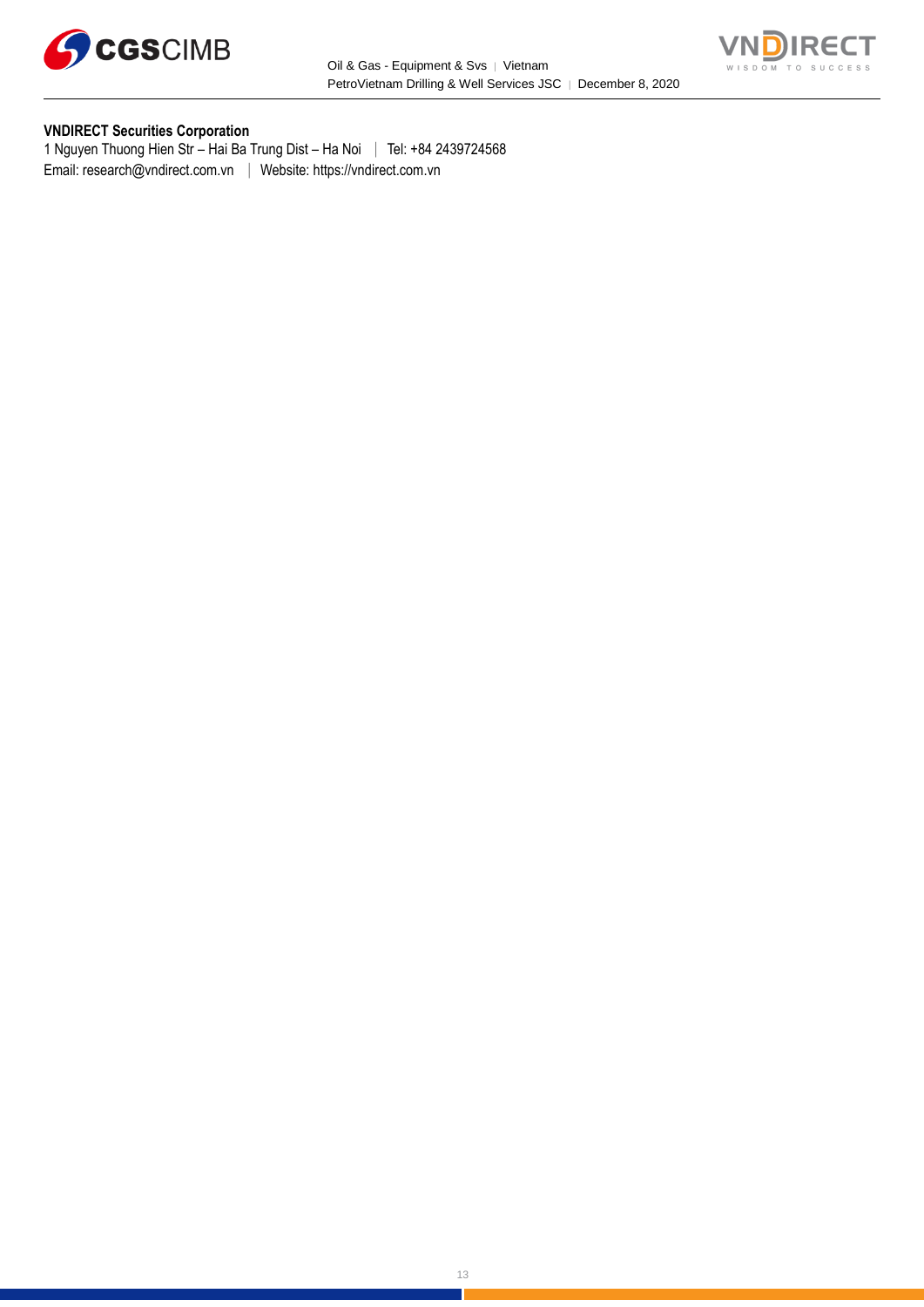**VNDIRECT Securities Corporation**

1 Nguyen Thuong Hien Str – Hai Ba Trung Dist – Ha Noi | Tel: +84 2439724568

Email: research@vndirect.com.vn | Website: https://vndirect.com.vn